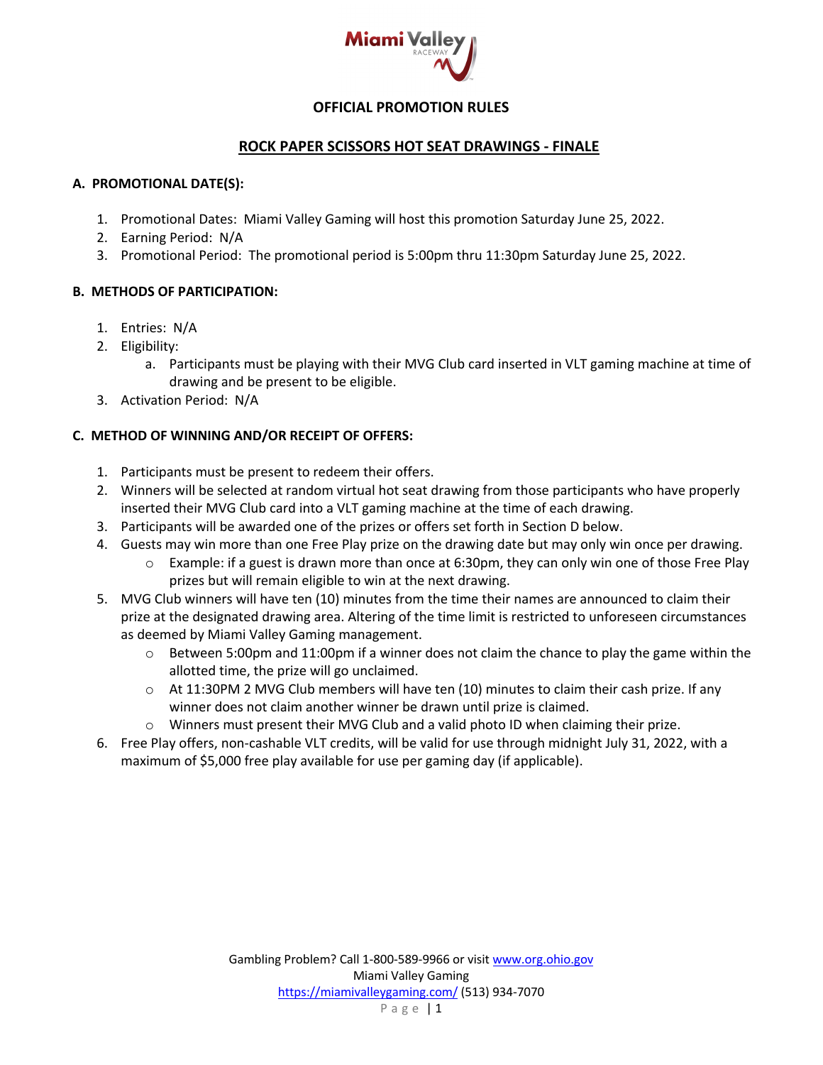# OFFICIAL PROMOTION RULES

## ROCK PAPER SCISSORS HOT SEAT DRAWINGS - FINALE

### A. PROMOTIONAL DATE(S):

1. Promotional Dates: Miami Valley Gaming will host this promotion Saturday June 25, 2022.
2. Earning Period: N/A
3. Promotional Period: The promotional period is 5:00pm thru 11:30pm Saturday June 25, 2022.

### B. METHODS OF PARTICIPATION:

1. Entries: N/A
2. Eligibility:
   a. Participants must be playing with their MVG Club card inserted in VLT gaming machine at time of drawing and be present to be eligible.
3. Activation Period: N/A

### C. METHOD OF WINNING AND/OR RECEIPT OF OFFERS:

1. Participants must be present to redeem their offers.
2. Winners will be selected at random virtual hot seat drawing from those participants who have properly inserted their MVG Club card into a VLT gaming machine at the time of each drawing.
3. Participants will be awarded one of the prizes or offers set forth in Section D below.
4. Guests may win more than one Free Play prize on the drawing date but may only win once per drawing.
   - Example: if a guest is drawn more than once at 6:30pm, they can only win one of those Free Play prizes but will remain eligible to win at the next drawing.
5. MVG Club winners will have ten (10) minutes from the time their names are announced to claim their prize at the designated drawing area. Altering of the time limit is restricted to unforeseen circumstances as deemed by Miami Valley Gaming management.
   - Between 5:00pm and 11:00pm if a winner does not claim the chance to play the game within the allotted time, the prize will go unclaimed.
   - At 11:30PM 2 MVG Club members will have ten (10) minutes to claim their cash prize. If any winner does not claim another winner be drawn until prize is claimed.
   - Winners must present their MVG Club and a valid photo ID when claiming their prize.
6. Free Play offers, non-cashable VLT credits, will be valid for use through midnight July 31, 2022, with a maximum of $5,000 free play available for use per gaming day (if applicable).

Gambling Problem? Call 1-800-589-9966 or visit www.org.ohio.gov
Miami Valley Gaming
https://miamivalleygaming.com/ (513) 934-7070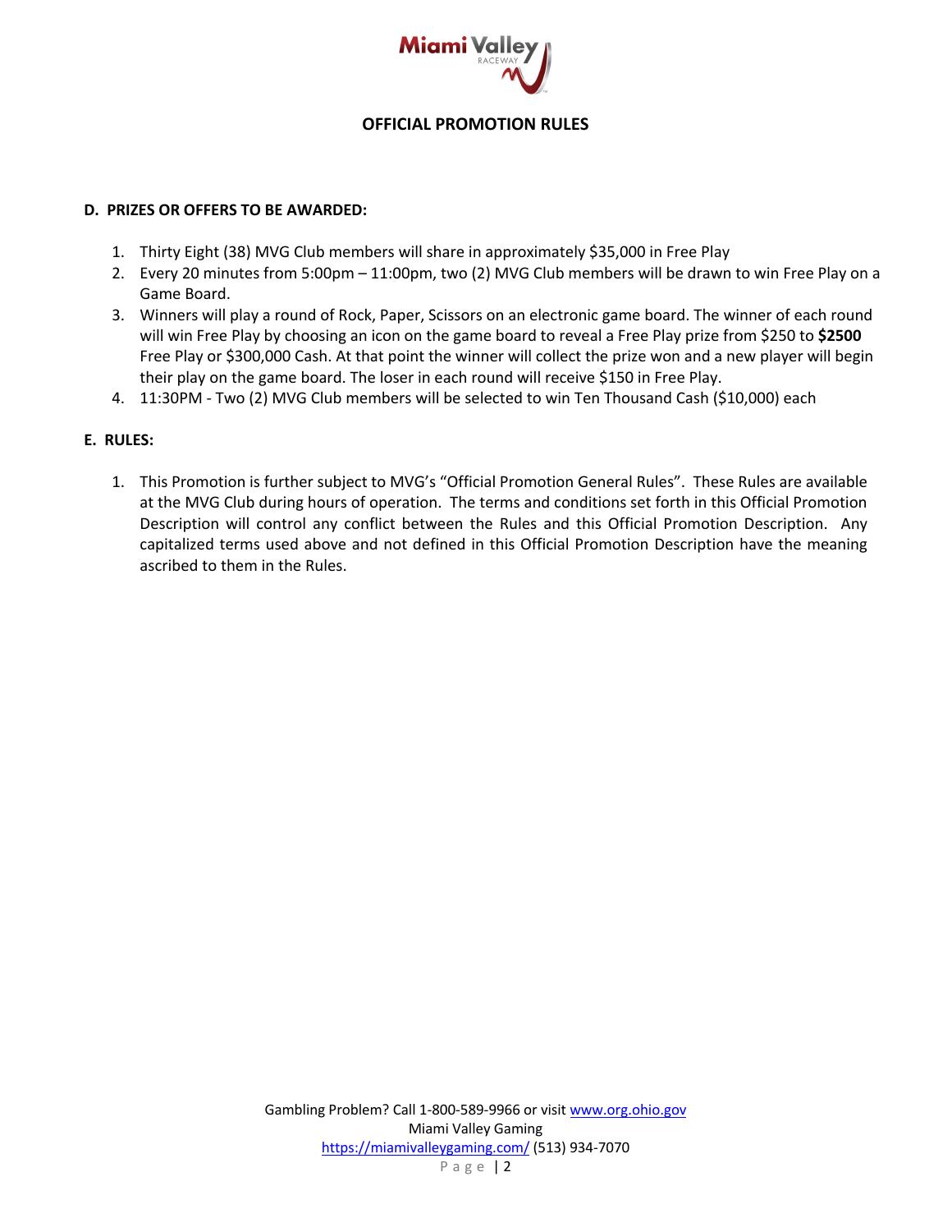## OFFICIAL PROMOTION RULES

### D. PRIZES OR OFFERS TO BE AWARDED:

1. Thirty Eight (38) MVG Club members will share in approximately $35,000 in Free Play
2. Every 20 minutes from 5:00pm – 11:00pm, two (2) MVG Club members will be drawn to win Free Play on a Game Board.
3. Winners will play a round of Rock, Paper, Scissors on an electronic game board. The winner of each round will win Free Play by choosing an icon on the game board to reveal a Free Play prize from $250 to **$2500** Free Play or $300,000 Cash. At that point the winner will collect the prize won and a new player will begin their play on the game board. The loser in each round will receive $150 in Free Play.
4. 11:30PM - Two (2) MVG Club members will be selected to win Ten Thousand Cash ($10,000) each

### E. RULES:

1. This Promotion is further subject to MVG's "Official Promotion General Rules". These Rules are available at the MVG Club during hours of operation. The terms and conditions set forth in this Official Promotion Description will control any conflict between the Rules and this Official Promotion Description. Any capitalized terms used above and not defined in this Official Promotion Description have the meaning ascribed to them in the Rules.

Gambling Problem? Call 1-800-589-9966 or visit www.org.ohio.gov
Miami Valley Gaming
https://miamivalleygaming.com/ (513) 934-7070